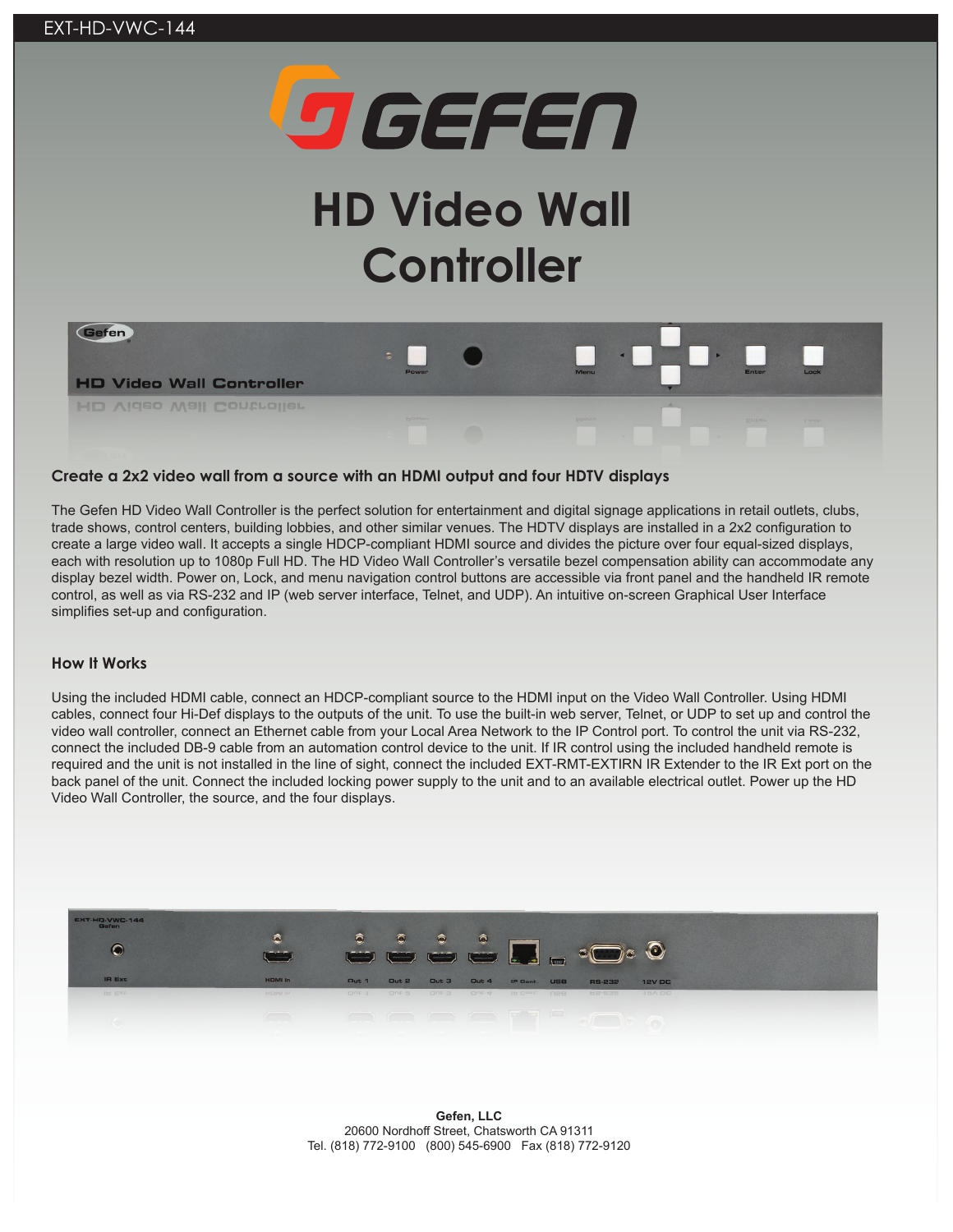EXT-HD-VWC-144

# HD Video Wall Controller

### Create a 2x2 video wall from a source with an HDMI output and four HDTV displays

The Gefen HD Video Wall Controller is the perfect solution for entertainment and digital signage applications in retail outlets, clubs, trade shows, control centers, building lobbies, and other similar venues. The HDTV displays are installed in a 2x2 configuration to create a large video wall. It accepts a single HDCP-compliant HDMI source and divides the picture over four equal-sized displays, each with resolution up to 1080p Full HD. The HD Video Wall Controller's versatile bezel compensation ability can accommodate any display bezel width. Power on, Lock, and menu navigation control buttons are accessible via front panel and the handheld IR remote control, as well as via RS-232 and IP (web server interface, Telnet, and UDP). An intuitive on-screen Graphical User Interface simplifies set-up and configuration.

### How It Works

Using the included HDMI cable, connect an HDCP-compliant source to the HDMI input on the Video Wall Controller. Using HDMI cables, connect four Hi-Def displays to the outputs of the unit. To use the built-in web server, Telnet, or UDP to set up and control the video wall controller, connect an Ethernet cable from your Local Area Network to the IP Control port. To control the unit via RS-232, connect the included DB-9 cable from an automation control device to the unit. If IR control using the included handheld remote is required and the unit is not installed in the line of sight, connect the included EXT-RMT-EXTIRN IR Extender to the IR Ext port on the back panel of the unit. Connect the included locking power supply to the unit and to an available electrical outlet. Power up the HD Video Wall Controller, the source, and the four displays.

**Gefen, LLC**
20600 Nordhoff Street, Chatsworth CA 91311
Tel. (818) 772-9100 (800) 545-6900 Fax (818) 772-9120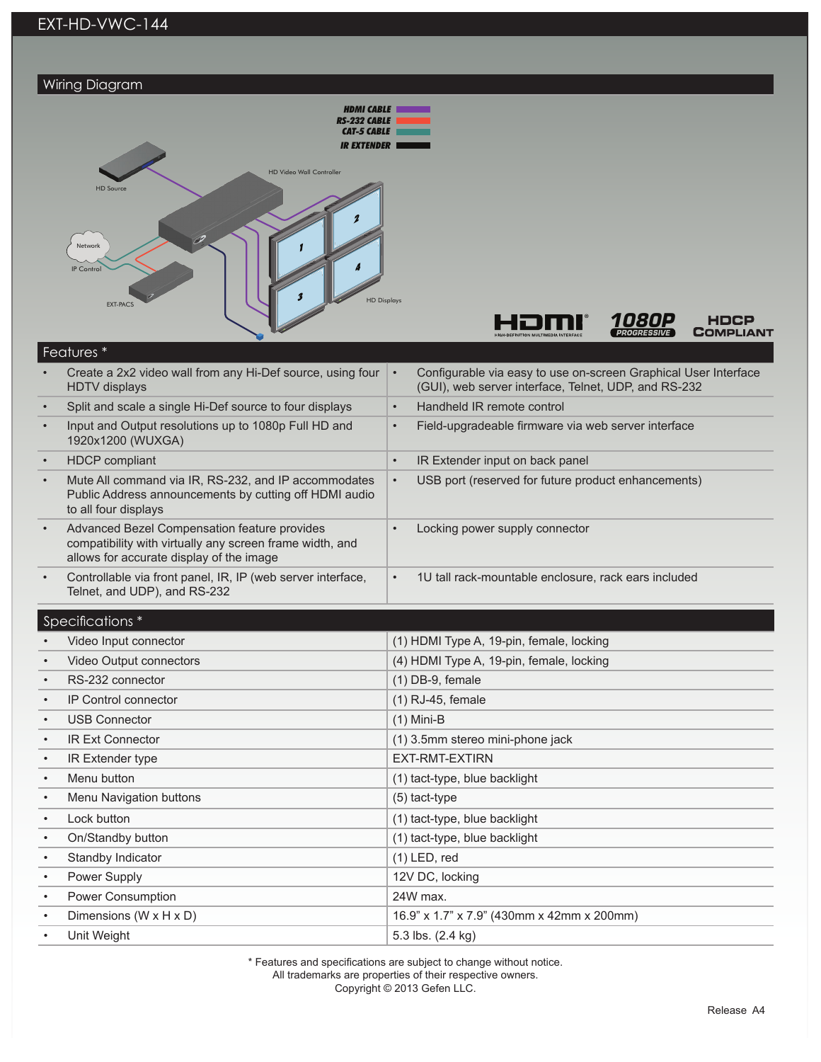EXT-HD-VWC-144

## Wiring Diagram

HDMI CABLE
RS-232 CABLE
CAT-5 CABLE
IR EXTENDER

HD Source
HD Video Wall Controller
Network
IP Control
EXT-PACS
HD Displays

## Features *

| | |
|---|---|
| • Create a 2x2 video wall from any Hi-Def source, using four HDTV displays | • Configurable via easy to use on-screen Graphical User Interface (GUI), web server interface, Telnet, UDP, and RS-232 |
| • Split and scale a single Hi-Def source to four displays | • Handheld IR remote control |
| • Input and Output resolutions up to 1080p Full HD and 1920x1200 (WUXGA) | • Field-upgradeable firmware via web server interface |
| • HDCP compliant | • IR Extender input on back panel |
| • Mute All command via IR, RS-232, and IP accommodates Public Address announcements by cutting off HDMI audio to all four displays | • USB port (reserved for future product enhancements) |
| • Advanced Bezel Compensation feature provides compatibility with virtually any screen frame width, and allows for accurate display of the image | • Locking power supply connector |
| • Controllable via front panel, IR, IP (web server interface, Telnet, and UDP), and RS-232 | • 1U tall rack-mountable enclosure, rack ears included |

## Specifications *

| | |
|---|---|
| • Video Input connector | (1) HDMI Type A, 19-pin, female, locking |
| • Video Output connectors | (4) HDMI Type A, 19-pin, female, locking |
| • RS-232 connector | (1) DB-9, female |
| • IP Control connector | (1) RJ-45, female |
| • USB Connector | (1) Mini-B |
| • IR Ext Connector | (1) 3.5mm stereo mini-phone jack |
| • IR Extender type | EXT-RMT-EXTIRN |
| • Menu button | (1) tact-type, blue backlight |
| • Menu Navigation buttons | (5) tact-type |
| • Lock button | (1) tact-type, blue backlight |
| • On/Standby button | (1) tact-type, blue backlight |
| • Standby Indicator | (1) LED, red |
| • Power Supply | 12V DC, locking |
| • Power Consumption | 24W max. |
| • Dimensions (W x H x D) | 16.9” x 1.7” x 7.9” (430mm x 42mm x 200mm) |
| • Unit Weight | 5.3 lbs. (2.4 kg) |

* Features and specifications are subject to change without notice.
All trademarks are properties of their respective owners.
Copyright © 2013 Gefen LLC.

Release A4